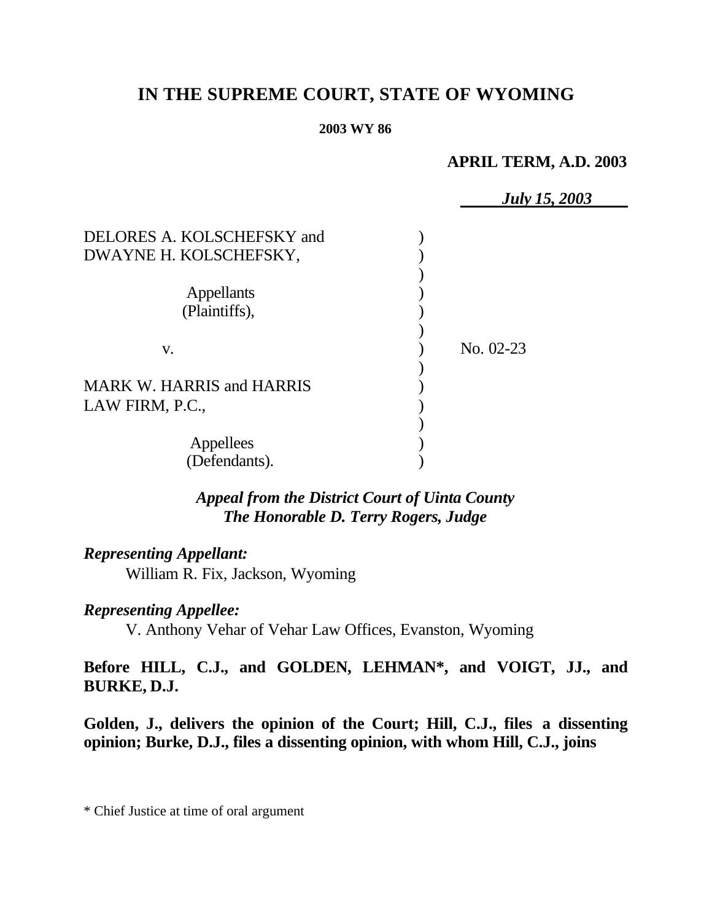# IN THE SUPREME COURT, STATE OF WYOMING

**2003 WY 86**

**APRIL TERM, A.D. 2003**

***July 15, 2003***

DELORES A. KOLSCHEFSKY and DWAYNE H. KOLSCHEFSKY,

Appellants (Plaintiffs),

v.

No. 02-23

MARK W. HARRIS and HARRIS LAW FIRM, P.C.,

Appellees (Defendants).

***Appeal from the District Court of Uinta County***
***The Honorable D. Terry Rogers, Judge***

***Representing Appellant:***

William R. Fix, Jackson, Wyoming

***Representing Appellee:***

V. Anthony Vehar of Vehar Law Offices, Evanston, Wyoming

**Before HILL, C.J., and GOLDEN, LEHMAN\*, and VOIGT, JJ., and BURKE, D.J.**

**Golden, J., delivers the opinion of the Court; Hill, C.J., files a dissenting opinion; Burke, D.J., files a dissenting opinion, with whom Hill, C.J., joins**

\* Chief Justice at time of oral argument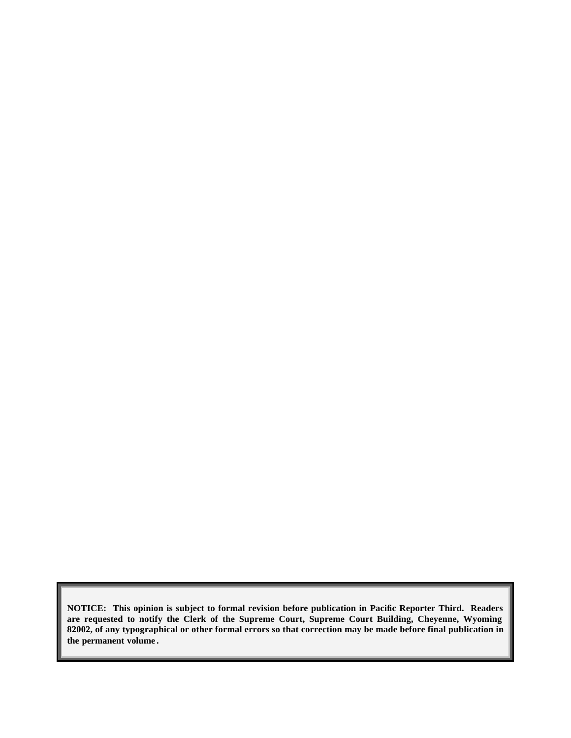**NOTICE: This opinion is subject to formal revision before publication in Pacific Reporter Third. Readers are requested to notify the Clerk of the Supreme Court, Supreme Court Building, Cheyenne, Wyoming 82002, of any typographical or other formal errors so that correction may be made before final publication in the permanent volume.**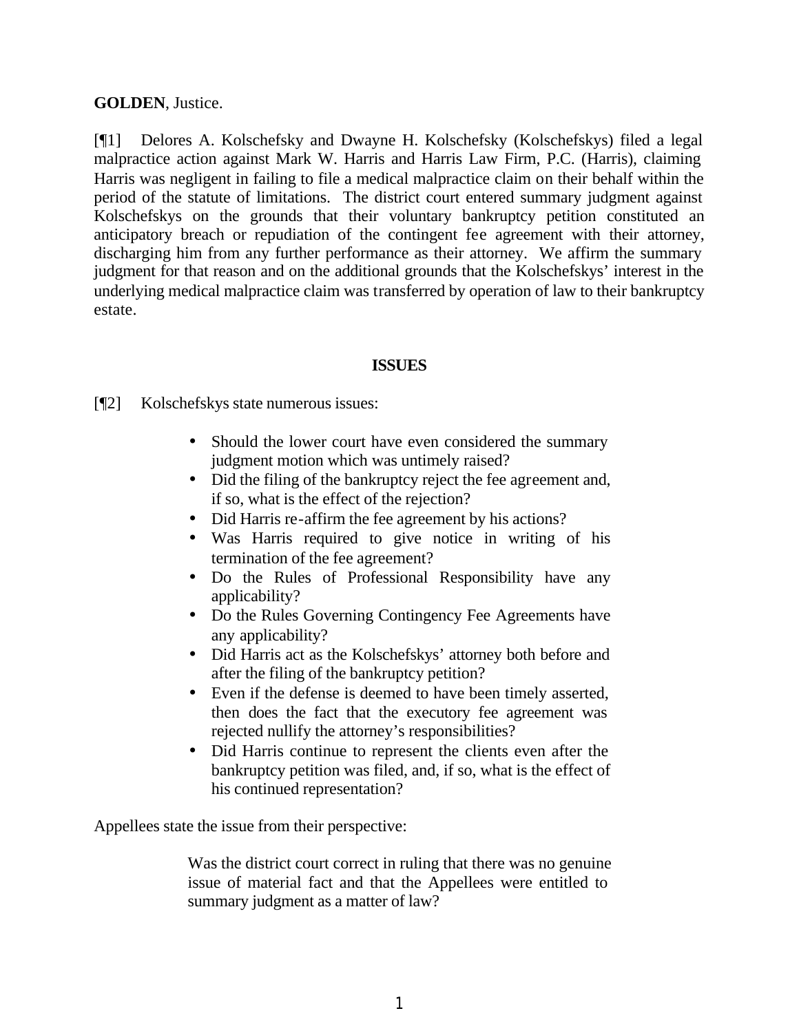**GOLDEN**, Justice.

[¶1] Delores A. Kolschefsky and Dwayne H. Kolschefsky (Kolschefskys) filed a legal malpractice action against Mark W. Harris and Harris Law Firm, P.C. (Harris), claiming Harris was negligent in failing to file a medical malpractice claim on their behalf within the period of the statute of limitations. The district court entered summary judgment against Kolschefskys on the grounds that their voluntary bankruptcy petition constituted an anticipatory breach or repudiation of the contingent fee agreement with their attorney, discharging him from any further performance as their attorney. We affirm the summary judgment for that reason and on the additional grounds that the Kolschefskys' interest in the underlying medical malpractice claim was transferred by operation of law to their bankruptcy estate.

## ISSUES

[¶2] Kolschefskys state numerous issues:

- Should the lower court have even considered the summary judgment motion which was untimely raised?
- Did the filing of the bankruptcy reject the fee agreement and, if so, what is the effect of the rejection?
- Did Harris re-affirm the fee agreement by his actions?
- Was Harris required to give notice in writing of his termination of the fee agreement?
- Do the Rules of Professional Responsibility have any applicability?
- Do the Rules Governing Contingency Fee Agreements have any applicability?
- Did Harris act as the Kolschefskys' attorney both before and after the filing of the bankruptcy petition?
- Even if the defense is deemed to have been timely asserted, then does the fact that the executory fee agreement was rejected nullify the attorney's responsibilities?
- Did Harris continue to represent the clients even after the bankruptcy petition was filed, and, if so, what is the effect of his continued representation?

Appellees state the issue from their perspective:

> Was the district court correct in ruling that there was no genuine issue of material fact and that the Appellees were entitled to summary judgment as a matter of law?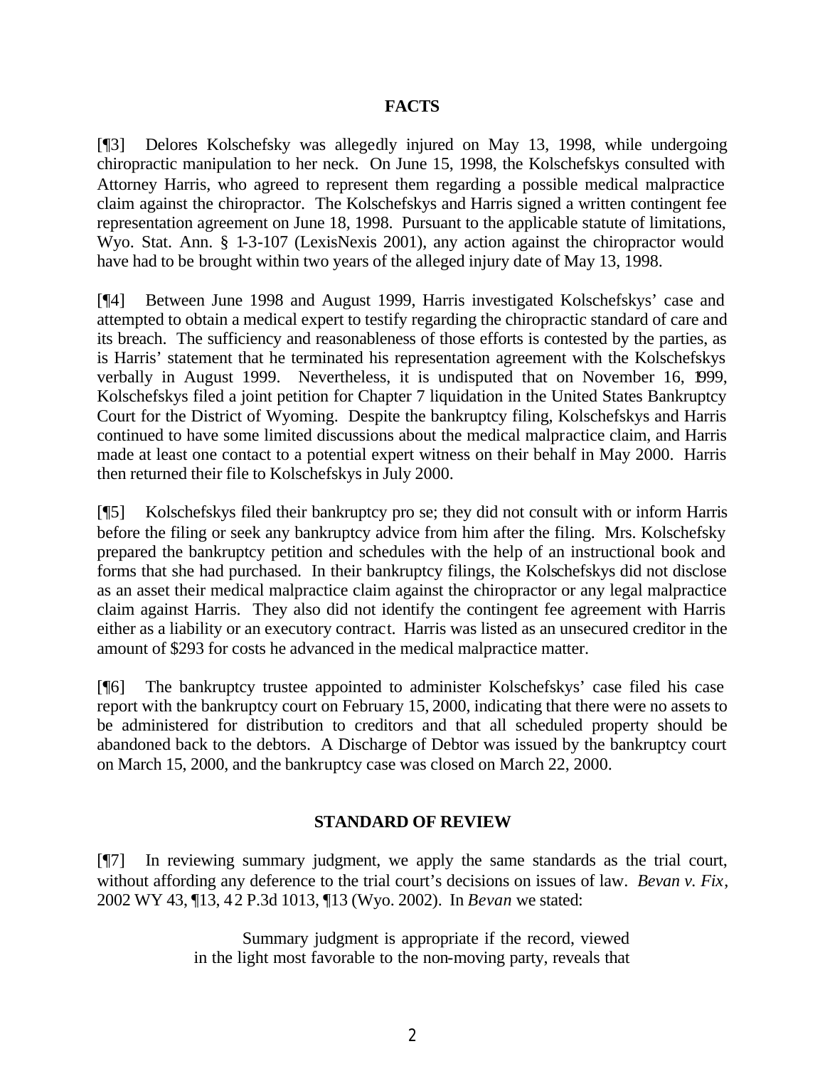## FACTS

[¶3] Delores Kolschefsky was allegedly injured on May 13, 1998, while undergoing chiropractic manipulation to her neck. On June 15, 1998, the Kolschefskys consulted with Attorney Harris, who agreed to represent them regarding a possible medical malpractice claim against the chiropractor. The Kolschefskys and Harris signed a written contingent fee representation agreement on June 18, 1998. Pursuant to the applicable statute of limitations, Wyo. Stat. Ann. § 1-3-107 (LexisNexis 2001), any action against the chiropractor would have had to be brought within two years of the alleged injury date of May 13, 1998.

[¶4] Between June 1998 and August 1999, Harris investigated Kolschefskys' case and attempted to obtain a medical expert to testify regarding the chiropractic standard of care and its breach. The sufficiency and reasonableness of those efforts is contested by the parties, as is Harris' statement that he terminated his representation agreement with the Kolschefskys verbally in August 1999. Nevertheless, it is undisputed that on November 16, 1999, Kolschefskys filed a joint petition for Chapter 7 liquidation in the United States Bankruptcy Court for the District of Wyoming. Despite the bankruptcy filing, Kolschefskys and Harris continued to have some limited discussions about the medical malpractice claim, and Harris made at least one contact to a potential expert witness on their behalf in May 2000. Harris then returned their file to Kolschefskys in July 2000.

[¶5] Kolschefskys filed their bankruptcy pro se; they did not consult with or inform Harris before the filing or seek any bankruptcy advice from him after the filing. Mrs. Kolschefsky prepared the bankruptcy petition and schedules with the help of an instructional book and forms that she had purchased. In their bankruptcy filings, the Kolschefskys did not disclose as an asset their medical malpractice claim against the chiropractor or any legal malpractice claim against Harris. They also did not identify the contingent fee agreement with Harris either as a liability or an executory contract. Harris was listed as an unsecured creditor in the amount of $293 for costs he advanced in the medical malpractice matter.

[¶6] The bankruptcy trustee appointed to administer Kolschefskys' case filed his case report with the bankruptcy court on February 15, 2000, indicating that there were no assets to be administered for distribution to creditors and that all scheduled property should be abandoned back to the debtors. A Discharge of Debtor was issued by the bankruptcy court on March 15, 2000, and the bankruptcy case was closed on March 22, 2000.

## STANDARD OF REVIEW

[¶7] In reviewing summary judgment, we apply the same standards as the trial court, without affording any deference to the trial court's decisions on issues of law. *Bevan v. Fix*, 2002 WY 43, ¶13, 42 P.3d 1013, ¶13 (Wyo. 2002). In *Bevan* we stated:

> Summary judgment is appropriate if the record, viewed in the light most favorable to the non-moving party, reveals that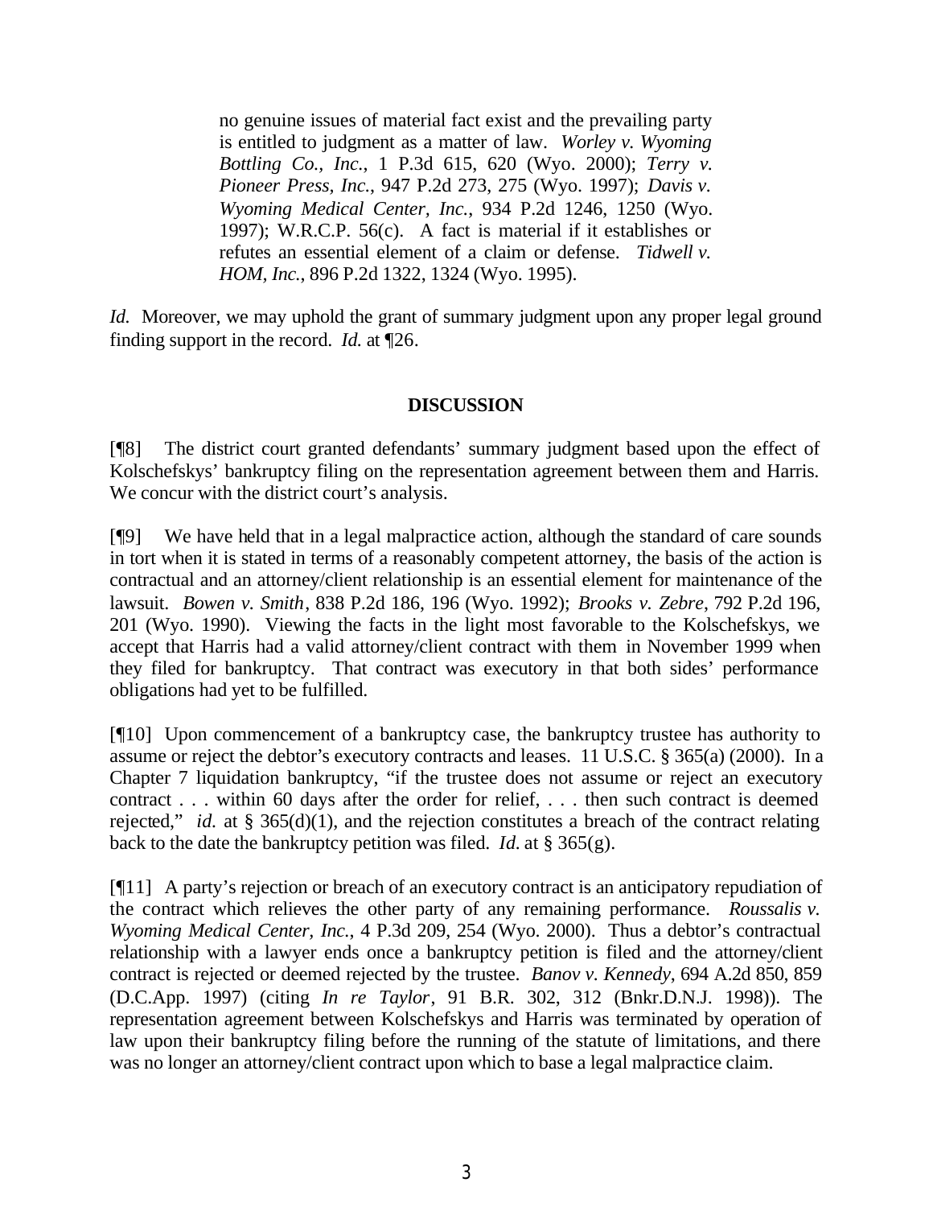> no genuine issues of material fact exist and the prevailing party is entitled to judgment as a matter of law. *Worley v. Wyoming Bottling Co., Inc.*, 1 P.3d 615, 620 (Wyo. 2000); *Terry v. Pioneer Press, Inc.*, 947 P.2d 273, 275 (Wyo. 1997); *Davis v. Wyoming Medical Center, Inc.*, 934 P.2d 1246, 1250 (Wyo. 1997); W.R.C.P. 56(c). A fact is material if it establishes or refutes an essential element of a claim or defense. *Tidwell v. HOM, Inc.*, 896 P.2d 1322, 1324 (Wyo. 1995).

*Id.* Moreover, we may uphold the grant of summary judgment upon any proper legal ground finding support in the record. *Id.* at ¶26.

## DISCUSSION

[¶8] The district court granted defendants' summary judgment based upon the effect of Kolschefskys' bankruptcy filing on the representation agreement between them and Harris. We concur with the district court's analysis.

[¶9] We have held that in a legal malpractice action, although the standard of care sounds in tort when it is stated in terms of a reasonably competent attorney, the basis of the action is contractual and an attorney/client relationship is an essential element for maintenance of the lawsuit. *Bowen v. Smith*, 838 P.2d 186, 196 (Wyo. 1992); *Brooks v. Zebre*, 792 P.2d 196, 201 (Wyo. 1990). Viewing the facts in the light most favorable to the Kolschefskys, we accept that Harris had a valid attorney/client contract with them in November 1999 when they filed for bankruptcy. That contract was executory in that both sides' performance obligations had yet to be fulfilled.

[¶10] Upon commencement of a bankruptcy case, the bankruptcy trustee has authority to assume or reject the debtor's executory contracts and leases. 11 U.S.C. § 365(a) (2000). In a Chapter 7 liquidation bankruptcy, "if the trustee does not assume or reject an executory contract . . . within 60 days after the order for relief, . . . then such contract is deemed rejected," *id.* at § 365(d)(1), and the rejection constitutes a breach of the contract relating back to the date the bankruptcy petition was filed. *Id.* at § 365(g).

[¶11] A party's rejection or breach of an executory contract is an anticipatory repudiation of the contract which relieves the other party of any remaining performance. *Roussalis v. Wyoming Medical Center, Inc.*, 4 P.3d 209, 254 (Wyo. 2000). Thus a debtor's contractual relationship with a lawyer ends once a bankruptcy petition is filed and the attorney/client contract is rejected or deemed rejected by the trustee. *Banov v. Kennedy*, 694 A.2d 850, 859 (D.C.App. 1997) (citing *In re Taylor*, 91 B.R. 302, 312 (Bnkr.D.N.J. 1998)). The representation agreement between Kolschefskys and Harris was terminated by operation of law upon their bankruptcy filing before the running of the statute of limitations, and there was no longer an attorney/client contract upon which to base a legal malpractice claim.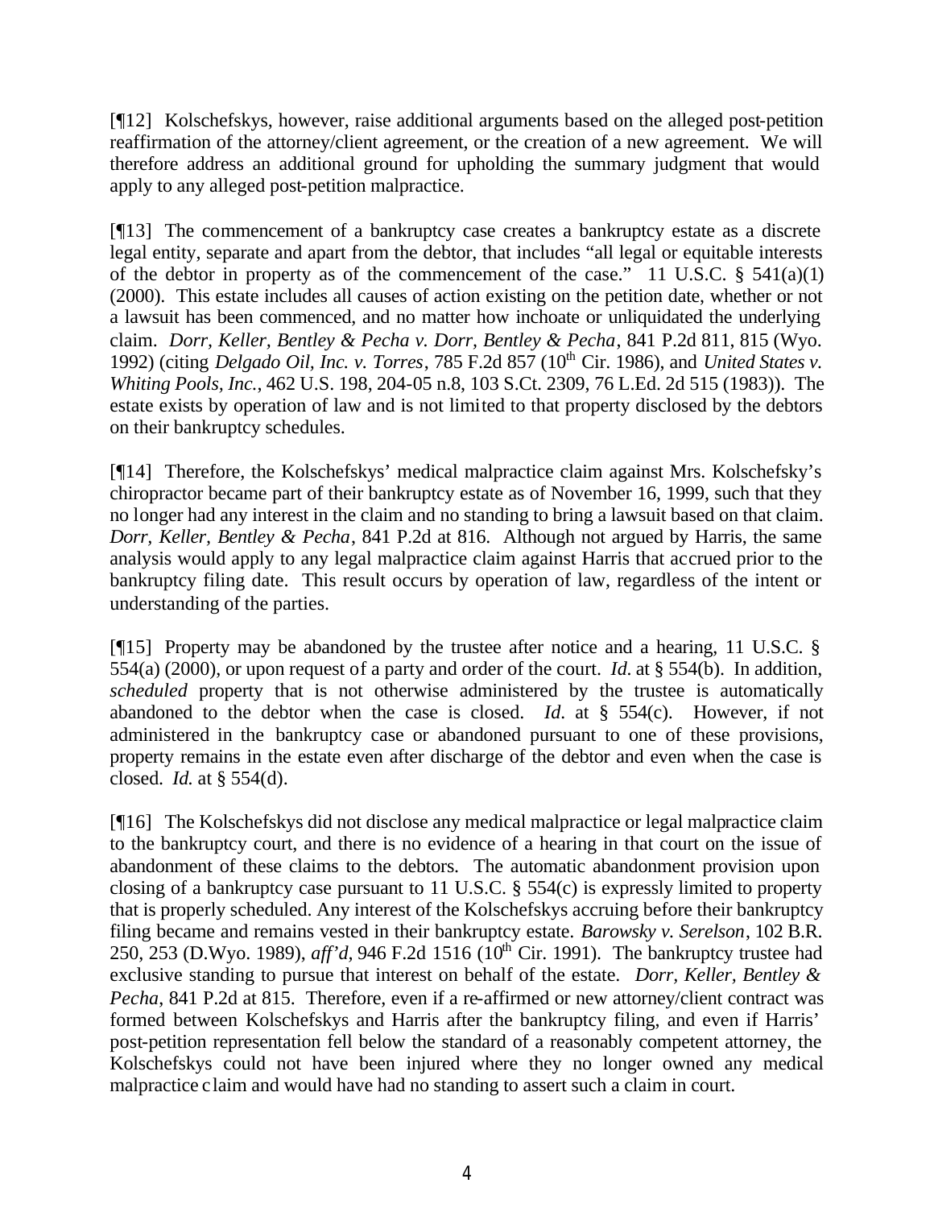[¶12] Kolschefskys, however, raise additional arguments based on the alleged post-petition reaffirmation of the attorney/client agreement, or the creation of a new agreement. We will therefore address an additional ground for upholding the summary judgment that would apply to any alleged post-petition malpractice.

[¶13] The commencement of a bankruptcy case creates a bankruptcy estate as a discrete legal entity, separate and apart from the debtor, that includes "all legal or equitable interests of the debtor in property as of the commencement of the case." 11 U.S.C. § 541(a)(1) (2000). This estate includes all causes of action existing on the petition date, whether or not a lawsuit has been commenced, and no matter how inchoate or unliquidated the underlying claim. *Dorr, Keller, Bentley & Pecha v. Dorr, Bentley & Pecha*, 841 P.2d 811, 815 (Wyo. 1992) (citing *Delgado Oil, Inc. v. Torres*, 785 F.2d 857 (10th Cir. 1986), and *United States v. Whiting Pools, Inc.*, 462 U.S. 198, 204-05 n.8, 103 S.Ct. 2309, 76 L.Ed. 2d 515 (1983)). The estate exists by operation of law and is not limited to that property disclosed by the debtors on their bankruptcy schedules.

[¶14] Therefore, the Kolschefskys' medical malpractice claim against Mrs. Kolschefsky's chiropractor became part of their bankruptcy estate as of November 16, 1999, such that they no longer had any interest in the claim and no standing to bring a lawsuit based on that claim. *Dorr, Keller, Bentley & Pecha*, 841 P.2d at 816. Although not argued by Harris, the same analysis would apply to any legal malpractice claim against Harris that accrued prior to the bankruptcy filing date. This result occurs by operation of law, regardless of the intent or understanding of the parties.

[¶15] Property may be abandoned by the trustee after notice and a hearing, 11 U.S.C. § 554(a) (2000), or upon request of a party and order of the court. *Id.* at § 554(b). In addition, *scheduled* property that is not otherwise administered by the trustee is automatically abandoned to the debtor when the case is closed. *Id.* at § 554(c). However, if not administered in the bankruptcy case or abandoned pursuant to one of these provisions, property remains in the estate even after discharge of the debtor and even when the case is closed. *Id.* at § 554(d).

[¶16] The Kolschefskys did not disclose any medical malpractice or legal malpractice claim to the bankruptcy court, and there is no evidence of a hearing in that court on the issue of abandonment of these claims to the debtors. The automatic abandonment provision upon closing of a bankruptcy case pursuant to 11 U.S.C. § 554(c) is expressly limited to property that is properly scheduled. Any interest of the Kolschefskys accruing before their bankruptcy filing became and remains vested in their bankruptcy estate. *Barowsky v. Serelson*, 102 B.R. 250, 253 (D.Wyo. 1989), *aff'd*, 946 F.2d 1516 (10th Cir. 1991). The bankruptcy trustee had exclusive standing to pursue that interest on behalf of the estate. *Dorr, Keller, Bentley & Pecha*, 841 P.2d at 815. Therefore, even if a re-affirmed or new attorney/client contract was formed between Kolschefskys and Harris after the bankruptcy filing, and even if Harris' post-petition representation fell below the standard of a reasonably competent attorney, the Kolschefskys could not have been injured where they no longer owned any medical malpractice claim and would have had no standing to assert such a claim in court.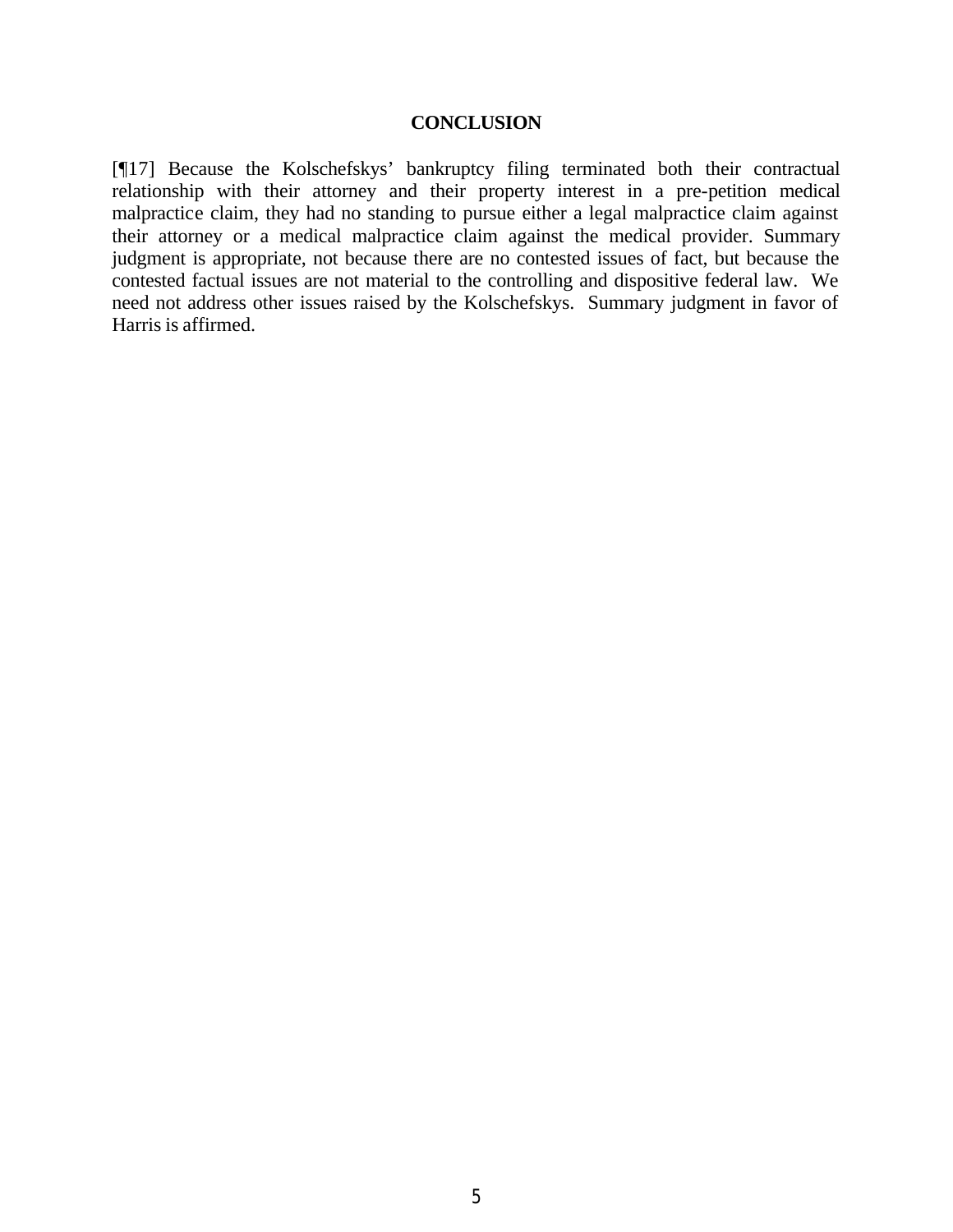## CONCLUSION

[¶17] Because the Kolschefskys' bankruptcy filing terminated both their contractual relationship with their attorney and their property interest in a pre-petition medical malpractice claim, they had no standing to pursue either a legal malpractice claim against their attorney or a medical malpractice claim against the medical provider. Summary judgment is appropriate, not because there are no contested issues of fact, but because the contested factual issues are not material to the controlling and dispositive federal law. We need not address other issues raised by the Kolschefskys. Summary judgment in favor of Harris is affirmed.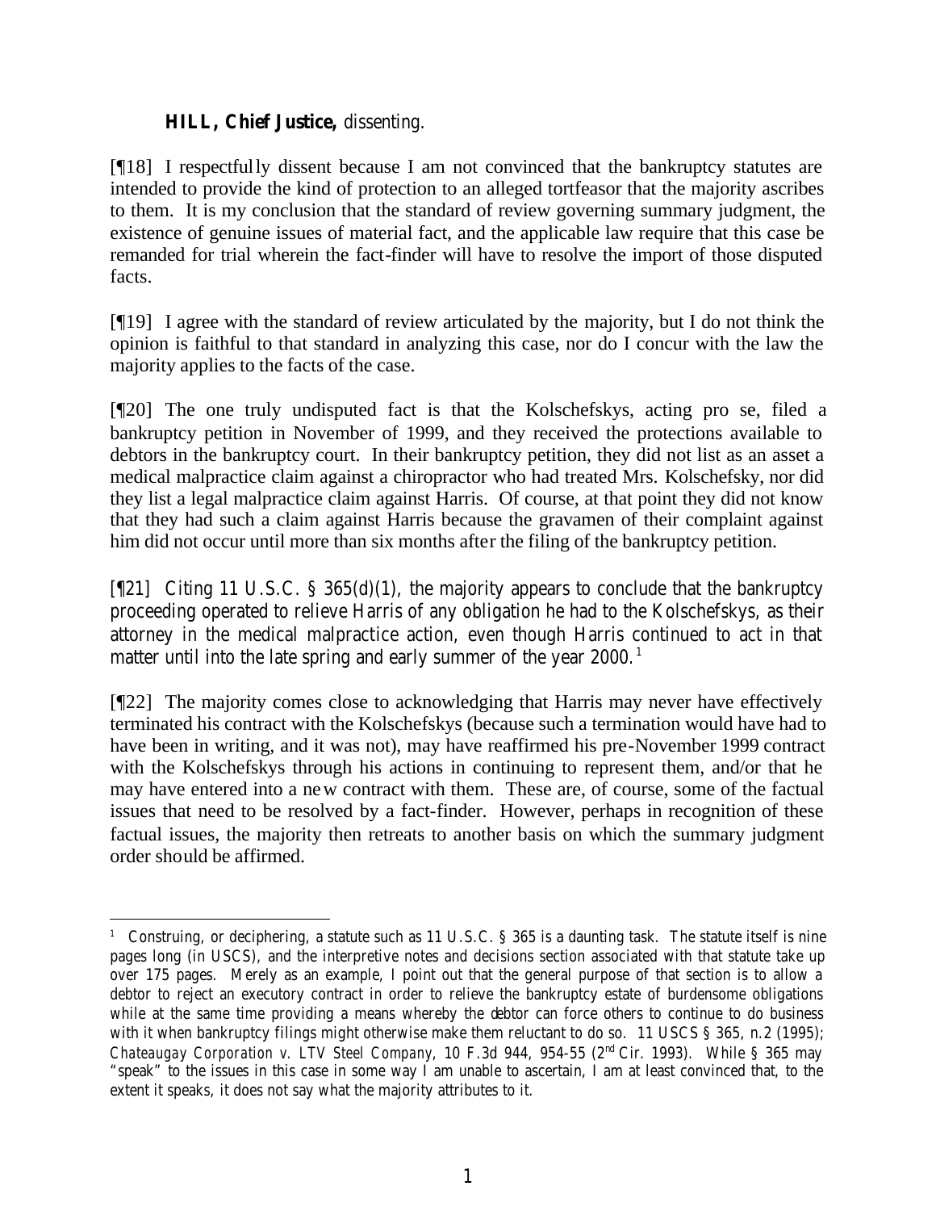**HILL, Chief Justice,** dissenting.

[¶18] I respectfully dissent because I am not convinced that the bankruptcy statutes are intended to provide the kind of protection to an alleged tortfeasor that the majority ascribes to them. It is my conclusion that the standard of review governing summary judgment, the existence of genuine issues of material fact, and the applicable law require that this case be remanded for trial wherein the fact-finder will have to resolve the import of those disputed facts.

[¶19] I agree with the standard of review articulated by the majority, but I do not think the opinion is faithful to that standard in analyzing this case, nor do I concur with the law the majority applies to the facts of the case.

[¶20] The one truly undisputed fact is that the Kolschefskys, acting pro se, filed a bankruptcy petition in November of 1999, and they received the protections available to debtors in the bankruptcy court. In their bankruptcy petition, they did not list as an asset a medical malpractice claim against a chiropractor who had treated Mrs. Kolschefsky, nor did they list a legal malpractice claim against Harris. Of course, at that point they did not know that they had such a claim against Harris because the gravamen of their complaint against him did not occur until more than six months after the filing of the bankruptcy petition.

[¶21] Citing 11 U.S.C. § 365(d)(1), the majority appears to conclude that the bankruptcy proceeding operated to relieve Harris of any obligation he had to the Kolschefskys, as their attorney in the medical malpractice action, even though Harris continued to act in that matter until into the late spring and early summer of the year 2000.[1]

[¶22] The majority comes close to acknowledging that Harris may never have effectively terminated his contract with the Kolschefskys (because such a termination would have had to have been in writing, and it was not), may have reaffirmed his pre-November 1999 contract with the Kolschefskys through his actions in continuing to represent them, and/or that he may have entered into a new contract with them. These are, of course, some of the factual issues that need to be resolved by a fact-finder. However, perhaps in recognition of these factual issues, the majority then retreats to another basis on which the summary judgment order should be affirmed.

---

[1] Construing, or deciphering, a statute such as 11 U.S.C. § 365 is a daunting task. The statute itself is nine pages long (in USCS), and the interpretive notes and decisions section associated with that statute take up over 175 pages. Merely as an example, I point out that the general purpose of that section is to allow a debtor to reject an executory contract in order to relieve the bankruptcy estate of burdensome obligations while at the same time providing a means whereby the debtor can force others to continue to do business with it when bankruptcy filings might otherwise make them reluctant to do so. 11 USCS § 365, n.2 (1995); *Chateaugay Corporation v. LTV Steel Company*, 10 F.3d 944, 954-55 (2nd Cir. 1993). While § 365 may "speak" to the issues in this case in some way I am unable to ascertain, I am at least convinced that, to the extent it speaks, it does not say what the majority attributes to it.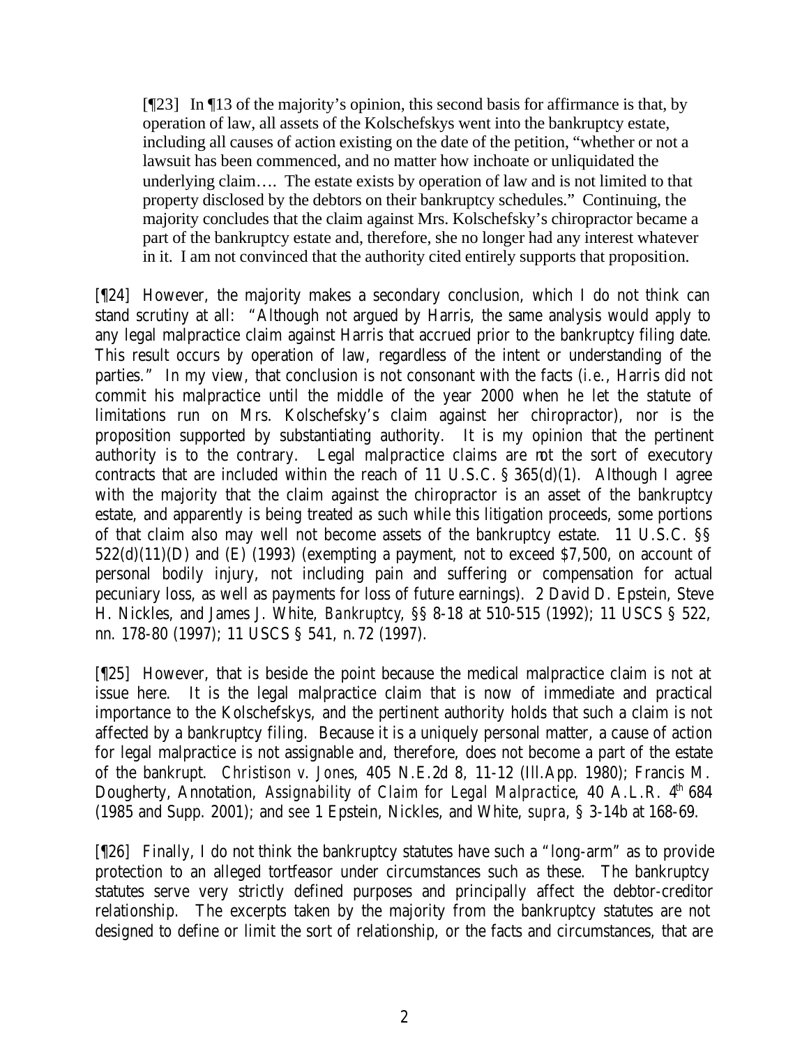> [¶23] In ¶13 of the majority's opinion, this second basis for affirmance is that, by operation of law, all assets of the Kolschefskys went into the bankruptcy estate, including all causes of action existing on the date of the petition, "whether or not a lawsuit has been commenced, and no matter how inchoate or unliquidated the underlying claim…. The estate exists by operation of law and is not limited to that property disclosed by the debtors on their bankruptcy schedules." Continuing, the majority concludes that the claim against Mrs. Kolschefsky's chiropractor became a part of the bankruptcy estate and, therefore, she no longer had any interest whatever in it. I am not convinced that the authority cited entirely supports that proposition.

[¶24] However, the majority makes a secondary conclusion, which I do not think can stand scrutiny at all: "Although not argued by Harris, the same analysis would apply to any legal malpractice claim against Harris that accrued prior to the bankruptcy filing date. This result occurs by operation of law, regardless of the intent or understanding of the parties." In my view, that conclusion is not consonant with the facts (*i.e.*, Harris did not commit his malpractice until the middle of the year 2000 when he let the statute of limitations run on Mrs. Kolschefsky's claim against her chiropractor), nor is the proposition supported by substantiating authority. It is my opinion that the pertinent authority is to the contrary. Legal malpractice claims are not the sort of executory contracts that are included within the reach of 11 U.S.C. § 365(d)(1). Although I agree with the majority that the claim against the chiropractor is an asset of the bankruptcy estate, and apparently is being treated as such while this litigation proceeds, some portions of that claim also may well not become assets of the bankruptcy estate. 11 U.S.C. §§ 522(d)(11)(D) and (E) (1993) (exempting a payment, not to exceed $7,500, on account of personal bodily injury, not including pain and suffering or compensation for actual pecuniary loss, as well as payments for loss of future earnings). 2 David D. Epstein, Steve H. Nickles, and James J. White, *Bankruptcy*, §§ 8-18 at 510-515 (1992); 11 USCS § 522, nn. 178-80 (1997); 11 USCS § 541, n. 72 (1997).

[¶25] However, that is beside the point because the medical malpractice claim is not at issue here. It is the legal malpractice claim that is now of immediate and practical importance to the Kolschefskys, and the pertinent authority holds that such a claim is not affected by a bankruptcy filing. Because it is a uniquely personal matter, a cause of action for legal malpractice is not assignable and, therefore, does not become a part of the estate of the bankrupt. *Christison v. Jones*, 405 N.E.2d 8, 11-12 (Ill.App. 1980); Francis M. Dougherty, Annotation, *Assignability of Claim for Legal Malpractice*, 40 A.L.R. 4th 684 (1985 and Supp. 2001); and *see* 1 Epstein, Nickles, and White, *supra*, § 3-14b at 168-69.

[¶26] Finally, I do not think the bankruptcy statutes have such a "long-arm" as to provide protection to an alleged tortfeasor under circumstances such as these. The bankruptcy statutes serve very strictly defined purposes and principally affect the debtor-creditor relationship. The excerpts taken by the majority from the bankruptcy statutes are not designed to define or limit the sort of relationship, or the facts and circumstances, that are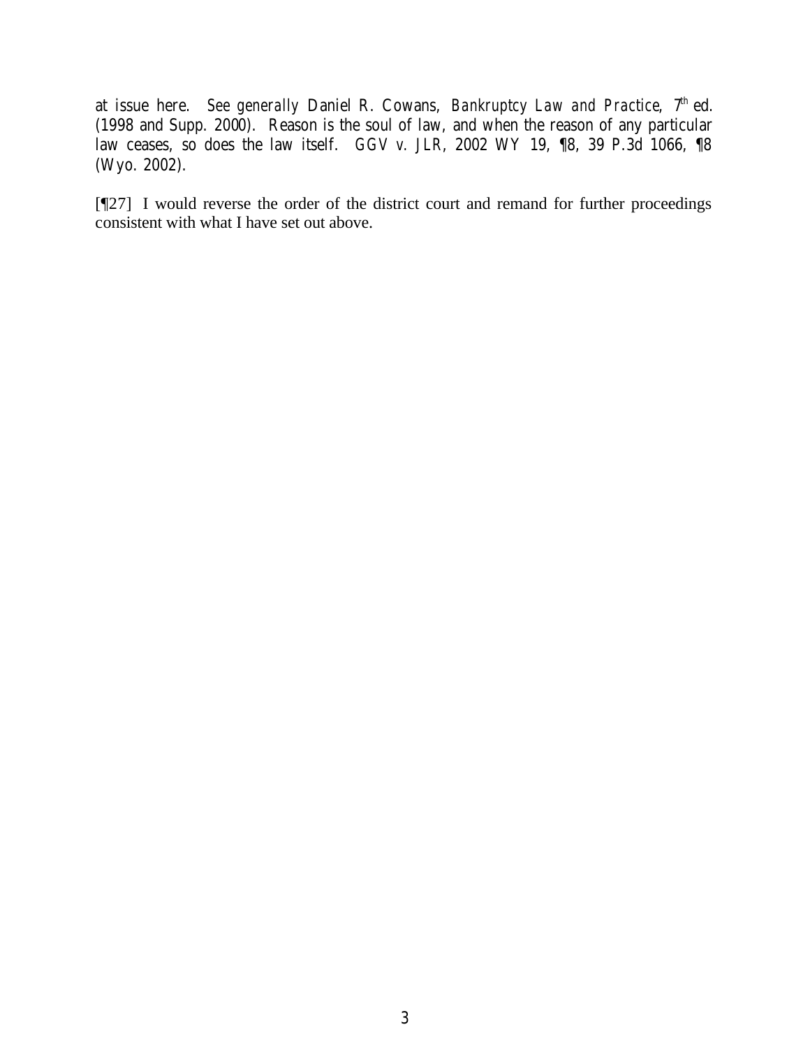at issue here. *See generally* Daniel R. Cowans, *Bankruptcy Law and Practice*, 7th ed. (1998 and Supp. 2000). Reason is the soul of law, and when the reason of any particular law ceases, so does the law itself. *GGV v. JLR*, 2002 WY 19, ¶8, 39 P.3d 1066, ¶8 (Wyo. 2002).

[¶27] I would reverse the order of the district court and remand for further proceedings consistent with what I have set out above.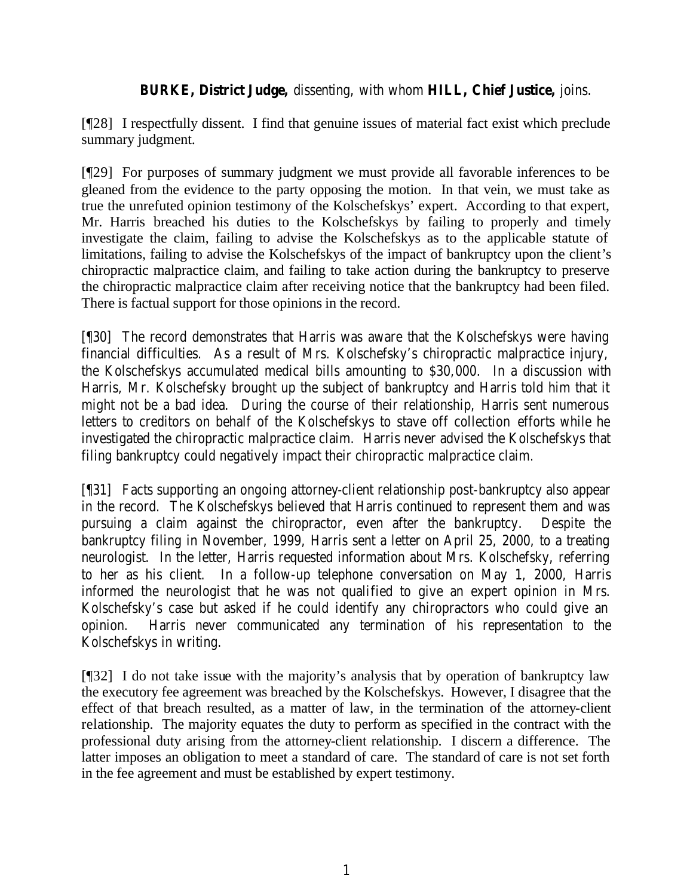**BURKE, District Judge,** *dissenting, with whom* **HILL, Chief Justice,** *joins.*

[¶28] I respectfully dissent. I find that genuine issues of material fact exist which preclude summary judgment.

[¶29] For purposes of summary judgment we must provide all favorable inferences to be gleaned from the evidence to the party opposing the motion. In that vein, we must take as true the unrefuted opinion testimony of the Kolschefskys' expert. According to that expert, Mr. Harris breached his duties to the Kolschefskys by failing to properly and timely investigate the claim, failing to advise the Kolschefskys as to the applicable statute of limitations, failing to advise the Kolschefskys of the impact of bankruptcy upon the client's chiropractic malpractice claim, and failing to take action during the bankruptcy to preserve the chiropractic malpractice claim after receiving notice that the bankruptcy had been filed. There is factual support for those opinions in the record.

[¶30] The record demonstrates that Harris was aware that the Kolschefskys were having financial difficulties. As a result of Mrs. Kolschefsky's chiropractic malpractice injury, the Kolschefskys accumulated medical bills amounting to $30,000. In a discussion with Harris, Mr. Kolschefsky brought up the subject of bankruptcy and Harris told him that it might not be a bad idea. During the course of their relationship, Harris sent numerous letters to creditors on behalf of the Kolschefskys to stave off collection efforts while he investigated the chiropractic malpractice claim. Harris never advised the Kolschefskys that filing bankruptcy could negatively impact their chiropractic malpractice claim.

[¶31] Facts supporting an ongoing attorney-client relationship post-bankruptcy also appear in the record. The Kolschefskys believed that Harris continued to represent them and was pursuing a claim against the chiropractor, even after the bankruptcy. Despite the bankruptcy filing in November, 1999, Harris sent a letter on April 25, 2000, to a treating neurologist. In the letter, Harris requested information about Mrs. Kolschefsky, referring to her as his client. In a follow-up telephone conversation on May 1, 2000, Harris informed the neurologist that he was not qualified to give an expert opinion in Mrs. Kolschefsky's case but asked if he could identify any chiropractors who could give an opinion. Harris never communicated any termination of his representation to the Kolschefskys in writing.

[¶32] I do not take issue with the majority's analysis that by operation of bankruptcy law the executory fee agreement was breached by the Kolschefskys. However, I disagree that the effect of that breach resulted, as a matter of law, in the termination of the attorney-client relationship. The majority equates the duty to perform as specified in the contract with the professional duty arising from the attorney-client relationship. I discern a difference. The latter imposes an obligation to meet a standard of care. The standard of care is not set forth in the fee agreement and must be established by expert testimony.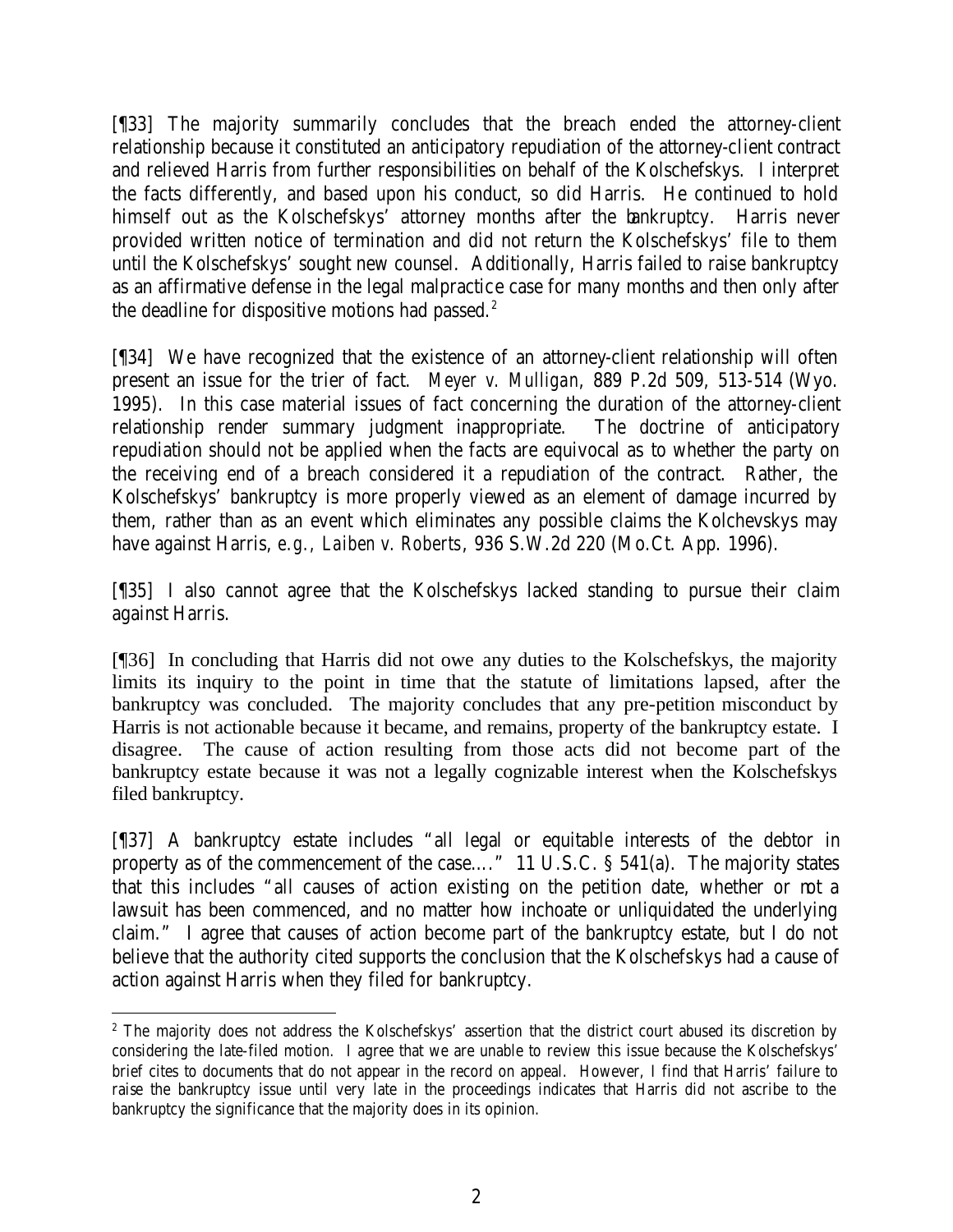[¶33] The majority summarily concludes that the breach ended the attorney-client relationship because it constituted an anticipatory repudiation of the attorney-client contract and relieved Harris from further responsibilities on behalf of the Kolschefskys. I interpret the facts differently, and based upon his conduct, so did Harris. He continued to hold himself out as the Kolschefskys' attorney months after the bankruptcy. Harris never provided written notice of termination and did not return the Kolschefskys' file to them until the Kolschefskys' sought new counsel. Additionally, Harris failed to raise bankruptcy as an affirmative defense in the legal malpractice case for many months and then only after the deadline for dispositive motions had passed.[2]

[¶34] We have recognized that the existence of an attorney-client relationship will often present an issue for the trier of fact. *Meyer v. Mulligan*, 889 P.2d 509, 513-514 (Wyo. 1995). In this case material issues of fact concerning the duration of the attorney-client relationship render summary judgment inappropriate. The doctrine of anticipatory repudiation should not be applied when the facts are equivocal as to whether the party on the receiving end of a breach considered it a repudiation of the contract. Rather, the Kolschefskys' bankruptcy is more properly viewed as an element of damage incurred by them, rather than as an event which eliminates any possible claims the Kolchevskys may have against Harris, *e.g.*, *Laiben v. Roberts*, 936 S.W.2d 220 (Mo.Ct. App. 1996).

[¶35] I also cannot agree that the Kolschefskys lacked standing to pursue their claim against Harris.

[¶36] In concluding that Harris did not owe any duties to the Kolschefskys, the majority limits its inquiry to the point in time that the statute of limitations lapsed, after the bankruptcy was concluded. The majority concludes that any pre-petition misconduct by Harris is not actionable because it became, and remains, property of the bankruptcy estate. I disagree. The cause of action resulting from those acts did not become part of the bankruptcy estate because it was not a legally cognizable interest when the Kolschefskys filed bankruptcy.

[¶37] A bankruptcy estate includes "all legal or equitable interests of the debtor in property as of the commencement of the case...." 11 U.S.C. § 541(a). The majority states that this includes "all causes of action existing on the petition date, whether or not a lawsuit has been commenced, and no matter how inchoate or unliquidated the underlying claim." I agree that causes of action become part of the bankruptcy estate, but I do not believe that the authority cited supports the conclusion that the Kolschefskys had a cause of action against Harris when they filed for bankruptcy.

---

[2] The majority does not address the Kolschefskys' assertion that the district court abused its discretion by considering the late-filed motion. I agree that we are unable to review this issue because the Kolschefskys' brief cites to documents that do not appear in the record on appeal. However, I find that Harris' failure to raise the bankruptcy issue until very late in the proceedings indicates that Harris did not ascribe to the bankruptcy the significance that the majority does in its opinion.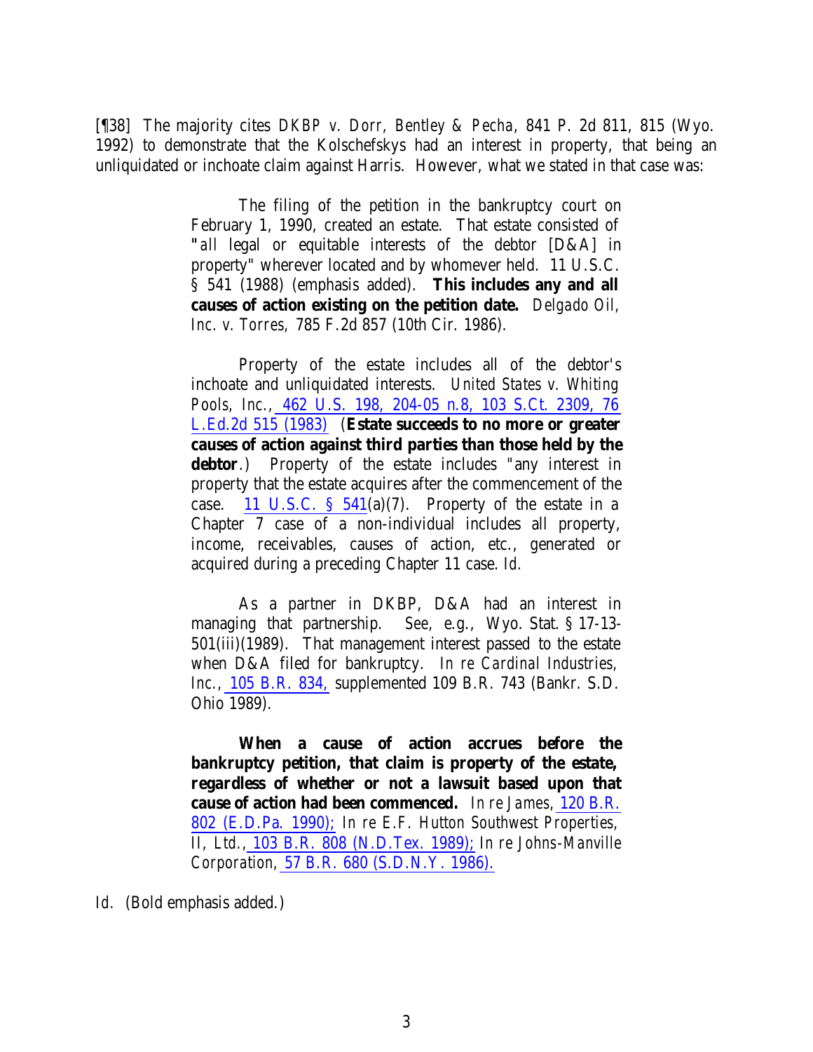[¶38] The majority cites *DKBP v. Dorr, Bentley & Pecha*, 841 P. 2d 811, 815 (Wyo. 1992) to demonstrate that the Kolschefskys had an interest in property, that being an unliquidated or inchoate claim against Harris. However, what we stated in that case was:

> The filing of the petition in the bankruptcy court on February 1, 1990, created an estate. That estate consisted of "*all* legal or equitable interests of the debtor [D&A] in property" wherever located and by whomever held. 11 U.S.C. § 541 (1988) (emphasis added). **This includes any and all causes of action existing on the petition date.** *Delgado Oil, Inc. v. Torres*, 785 F.2d 857 (10th Cir. 1986).
>
> Property of the estate includes all of the debtor's inchoate and unliquidated interests. *United States v. Whiting Pools, Inc.*, 462 U.S. 198, 204-05 n.8, 103 S.Ct. 2309, 76 L.Ed.2d 515 (1983) (**Estate succeeds to no more or greater causes of action against third parties than those held by the debtor**.) Property of the estate includes "any interest in property that the estate acquires after the commencement of the case. 11 U.S.C. § 541(a)(7). Property of the estate in a Chapter 7 case of a non-individual includes all property, income, receivables, causes of action, etc., generated or acquired during a preceding Chapter 11 case. *Id.*
>
> As a partner in DKBP, D&A had an interest in managing that partnership. *See, e.g.*, Wyo. Stat. § 17-13-501(iii)(1989). That management interest passed to the estate when D&A filed for bankruptcy. *In re Cardinal Industries, Inc.*, 105 B.R. 834, supplemented 109 B.R. 743 (Bankr. S.D. Ohio 1989).
>
> **When a cause of action accrues before the bankruptcy petition, that claim is property of the estate, regardless of whether or not a lawsuit based upon that cause of action had been commenced.** *In re James*, 120 B.R. 802 (E.D.Pa. 1990); *In re E.F. Hutton Southwest Properties, II, Ltd.*, 103 B.R. 808 (N.D.Tex. 1989); *In re Johns-Manville Corporation*, 57 B.R. 680 (S.D.N.Y. 1986).

*Id.* (Bold emphasis added.)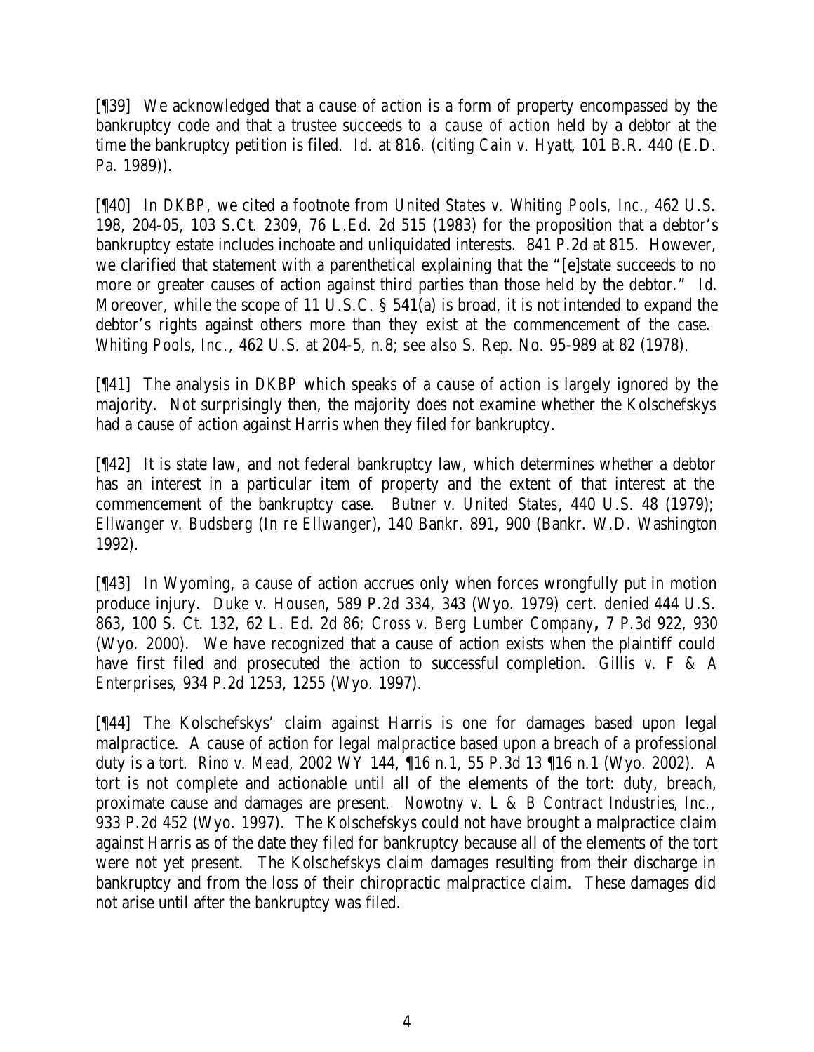[¶39] We acknowledged that a *cause of action* is a form of property encompassed by the bankruptcy code and that a trustee succeeds to *a cause of action* held by a debtor at the time the bankruptcy petition is filed. *Id.* at 816. (citing *Cain v. Hyatt*, 101 B.R. 440 (E.D. Pa. 1989)).

[¶40] In *DKBP*, we cited a footnote from *United States v. Whiting Pools, Inc.*, 462 U.S. 198, 204-05, 103 S.Ct. 2309, 76 L.Ed. 2d 515 (1983) for the proposition that a debtor's bankruptcy estate includes inchoate and unliquidated interests. 841 P.2d at 815. However, we clarified that statement with a parenthetical explaining that the "[e]state succeeds to no more or greater causes of action against third parties than those held by the debtor." *Id.* Moreover, while the scope of 11 U.S.C. § 541(a) is broad, it is not intended to expand the debtor's rights against others more than they exist at the commencement of the case. *Whiting Pools, Inc.*, 462 U.S. at 204-5, n.8; *see also* S. Rep. No. 95-989 at 82 (1978).

[¶41] The analysis in *DKBP* which speaks of a *cause of action* is largely ignored by the majority. Not surprisingly then, the majority does not examine whether the Kolschefskys had a cause of action against Harris when they filed for bankruptcy.

[¶42] It is state law, and not federal bankruptcy law, which determines whether a debtor has an interest in a particular item of property and the extent of that interest at the commencement of the bankruptcy case. *Butner v. United States*, 440 U.S. 48 (1979); *Ellwanger v. Budsberg (In re Ellwanger)*, 140 Bankr. 891, 900 (Bankr. W.D. Washington 1992).

[¶43] In Wyoming, a cause of action accrues only when forces wrongfully put in motion produce injury. *Duke v. Housen*, 589 P.2d 334, 343 (Wyo. 1979) *cert. denied* 444 U.S. 863, 100 S. Ct. 132, 62 L. Ed. 2d 86; *Cross v. Berg Lumber Company***,** 7 P.3d 922, 930 (Wyo. 2000). We have recognized that a cause of action exists when the plaintiff could have first filed and prosecuted the action to successful completion. *Gillis v. F & A Enterprises*, 934 P.2d 1253, 1255 (Wyo. 1997).

[¶44] The Kolschefskys' claim against Harris is one for damages based upon legal malpractice. A cause of action for legal malpractice based upon a breach of a professional duty is a tort. *Rino v. Mead*, 2002 WY 144, ¶16 n.1, 55 P.3d 13 ¶16 n.1 (Wyo. 2002). A tort is not complete and actionable until all of the elements of the tort: duty, breach, proximate cause and damages are present. *Nowotny v. L & B Contract Industries, Inc.*, 933 P.2d 452 (Wyo. 1997). The Kolschefskys could not have brought a malpractice claim against Harris as of the date they filed for bankruptcy because all of the elements of the tort were not yet present. The Kolschefskys claim damages resulting from their discharge in bankruptcy and from the loss of their chiropractic malpractice claim. These damages did not arise until after the bankruptcy was filed.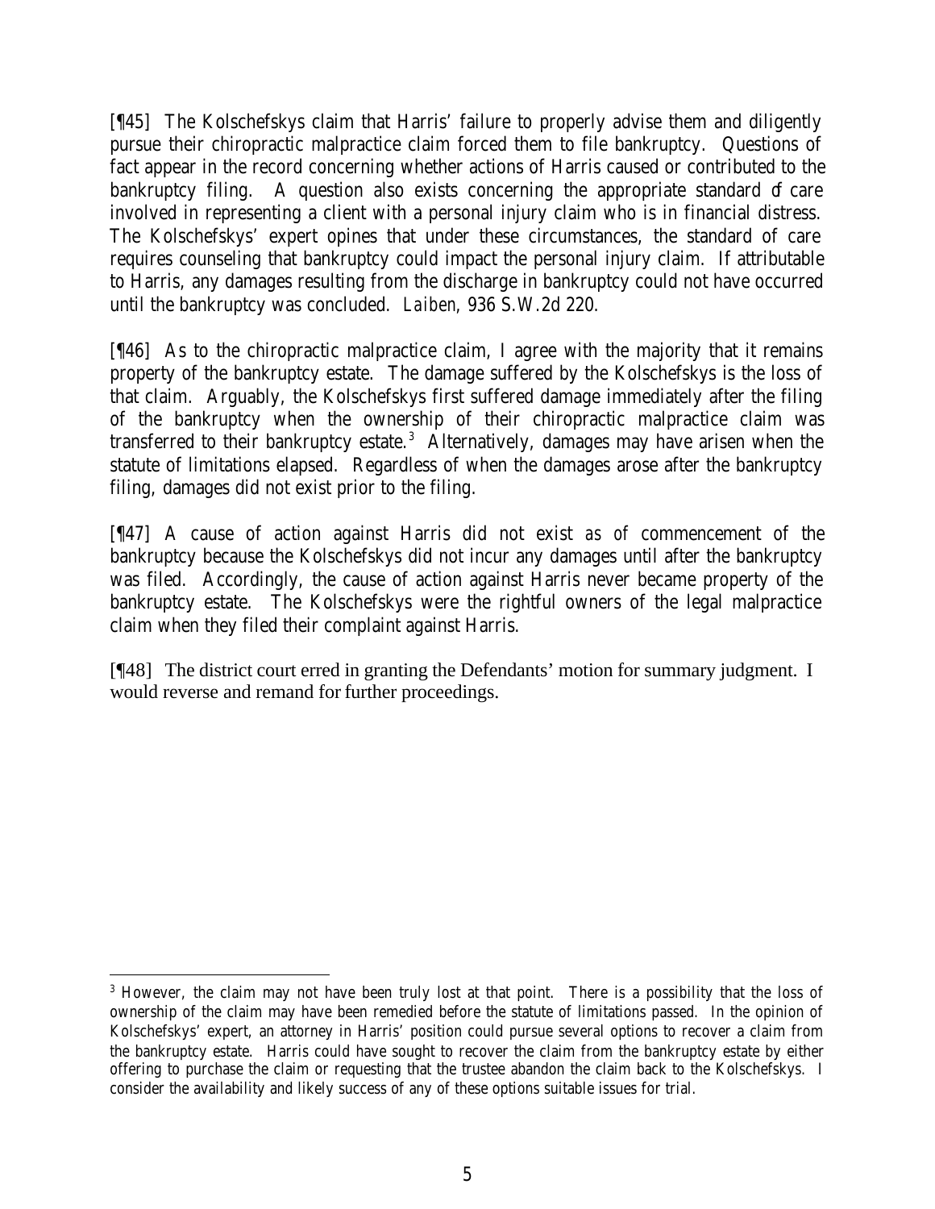[¶45] The Kolschefskys claim that Harris' failure to properly advise them and diligently pursue their chiropractic malpractice claim forced them to file bankruptcy. Questions of fact appear in the record concerning whether actions of Harris caused or contributed to the bankruptcy filing. A question also exists concerning the appropriate standard of care involved in representing a client with a personal injury claim who is in financial distress. The Kolschefskys' expert opines that under these circumstances, the standard of care requires counseling that bankruptcy could impact the personal injury claim. If attributable to Harris, any damages resulting from the discharge in bankruptcy could not have occurred until the bankruptcy was concluded. *Laiben*, 936 S.W.2d 220.

[¶46] As to the chiropractic malpractice claim, I agree with the majority that it remains property of the bankruptcy estate. The damage suffered by the Kolschefskys is the loss of that claim. Arguably, the Kolschefskys first suffered damage immediately after the filing of the bankruptcy when the ownership of their chiropractic malpractice claim was transferred to their bankruptcy estate.[3] Alternatively, damages may have arisen when the statute of limitations elapsed. Regardless of when the damages arose after the bankruptcy filing, damages did not exist prior to the filing.

[¶47] A cause of action against Harris did not exist *as of* commencement of the bankruptcy because the Kolschefskys did not incur any damages until after the bankruptcy was filed. Accordingly, the cause of action against Harris never became property of the bankruptcy estate. The Kolschefskys were the rightful owners of the legal malpractice claim when they filed their complaint against Harris.

[¶48] The district court erred in granting the Defendants' motion for summary judgment. I would reverse and remand for further proceedings.

---

[3] However, the claim may not have been truly lost at that point. There is a possibility that the loss of ownership of the claim may have been remedied before the statute of limitations passed. In the opinion of Kolschefskys' expert, an attorney in Harris' position could pursue several options to recover a claim from the bankruptcy estate. Harris could have sought to recover the claim from the bankruptcy estate by either offering to purchase the claim or requesting that the trustee abandon the claim back to the Kolschefskys. I consider the availability and likely success of any of these options suitable issues for trial.